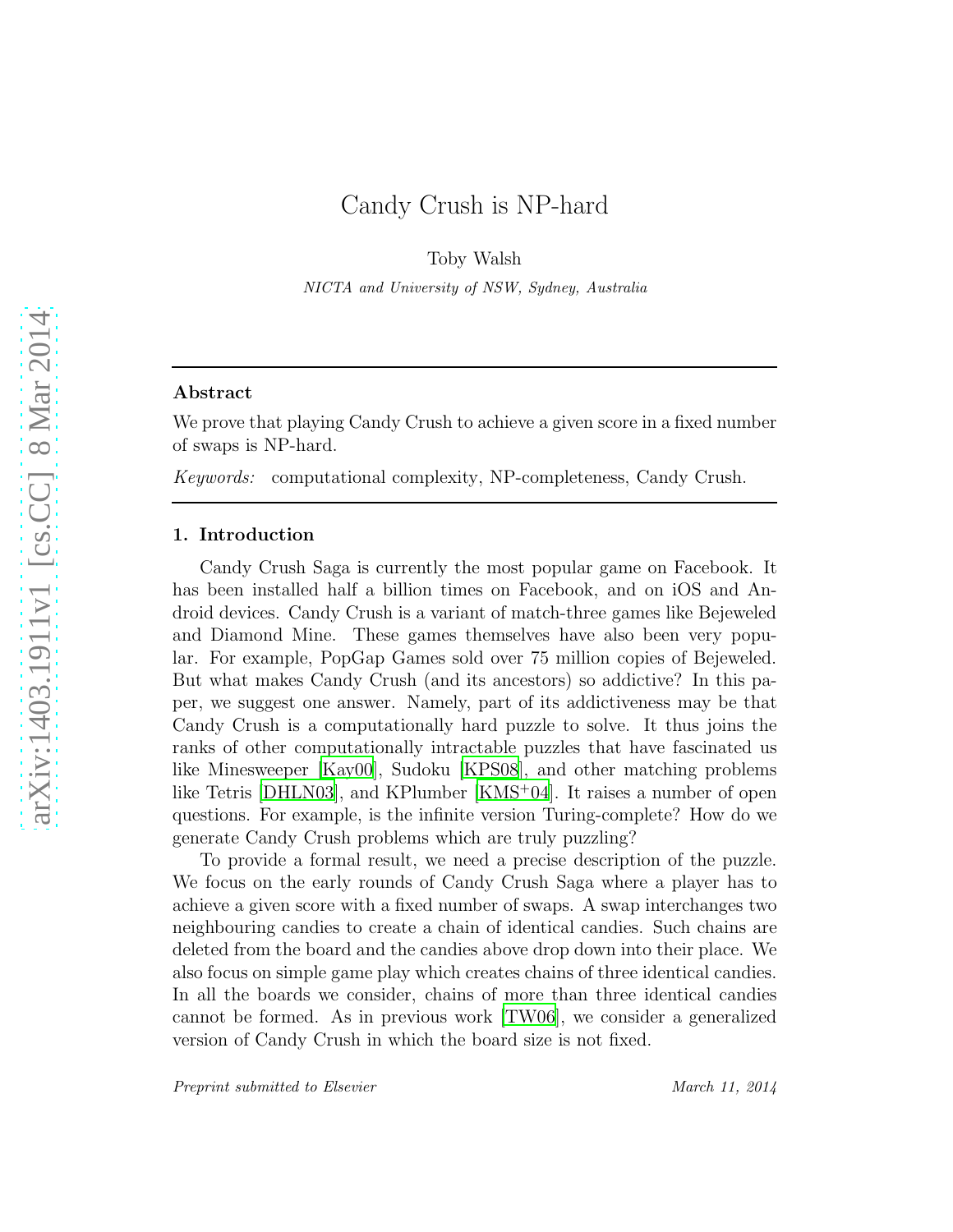# Candy Crush is NP-hard

Toby Walsh

*NICTA and University of NSW, Sydney, Australia*

---

## Abstract

We prove that playing Candy Crush to achieve a given score in a fixed number of swaps is NP-hard.

*Keywords:* computational complexity, NP-completeness, Candy Crush.

---

## 1. Introduction

Candy Crush Saga is currently the most popular game on Facebook. It has been installed half a billion times on Facebook, and on iOS and Android devices. Candy Crush is a variant of match-three games like Bejeweled and Diamond Mine. These games themselves have also been very popular. For example, PopGap Games sold over 75 million copies of Bejeweled. But what makes Candy Crush (and its ancestors) so addictive? In this paper, we suggest one answer. Namely, part of its addictiveness may be that Candy Crush is a computationally hard puzzle to solve. It thus joins the ranks of other computationally intractable puzzles that have fascinated us like Minesweeper [Kay00], Sudoku [KPS08], and other matching problems like Tetris [DHLN03], and KPlumber [KMS+04]. It raises a number of open questions. For example, is the infinite version Turing-complete? How do we generate Candy Crush problems which are truly puzzling?

To provide a formal result, we need a precise description of the puzzle. We focus on the early rounds of Candy Crush Saga where a player has to achieve a given score with a fixed number of swaps. A swap interchanges two neighbouring candies to create a chain of identical candies. Such chains are deleted from the board and the candies above drop down into their place. We also focus on simple game play which creates chains of three identical candies. In all the boards we consider, chains of more than three identical candies cannot be formed. As in previous work [TW06], we consider a generalized version of Candy Crush in which the board size is not fixed.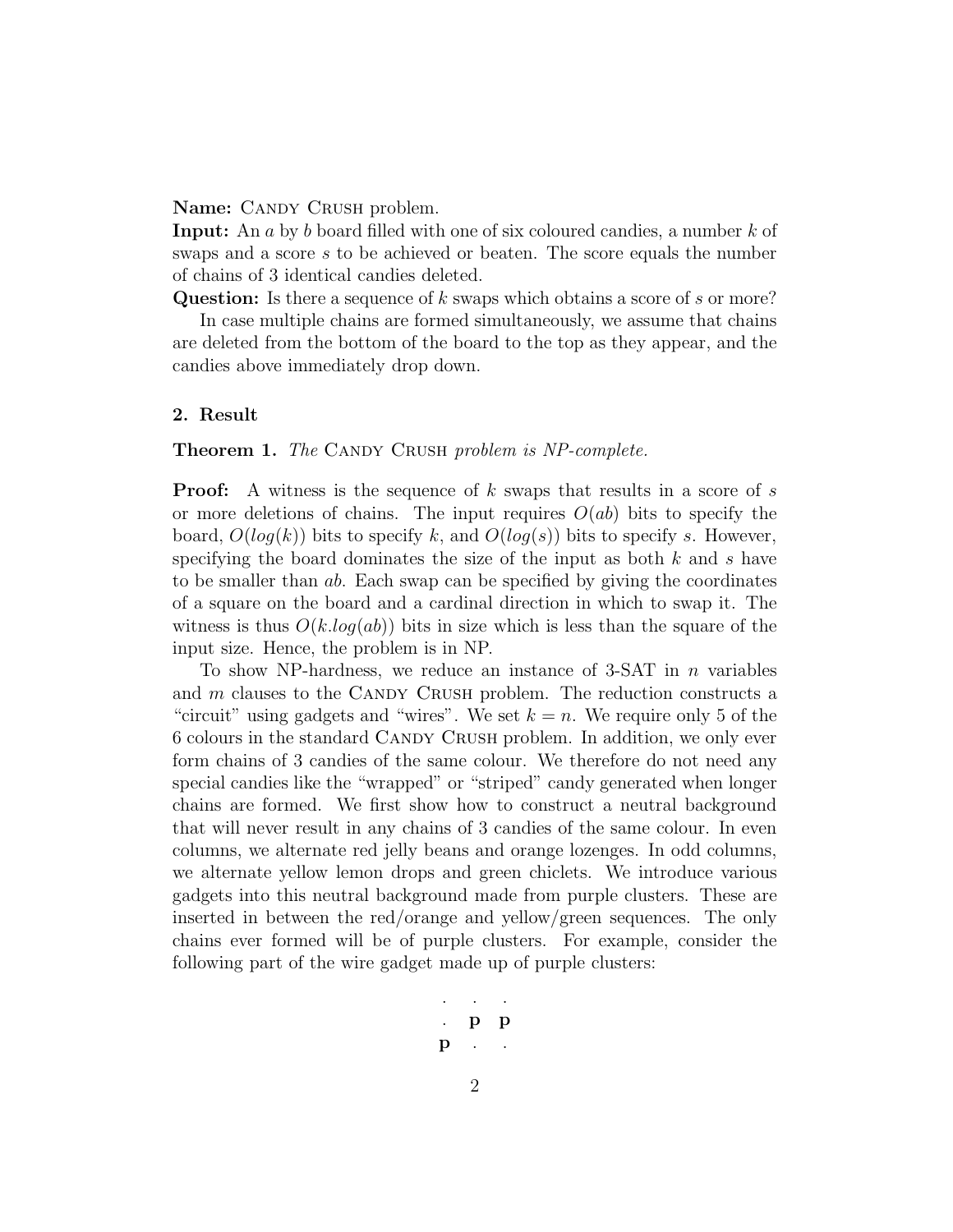**Name:** Candy Crush problem.
**Input:** An $a$ by $b$ board filled with one of six coloured candies, a number $k$ of swaps and a score $s$ to be achieved or beaten. The score equals the number of chains of 3 identical candies deleted.
**Question:** Is there a sequence of $k$ swaps which obtains a score of $s$ or more?

In case multiple chains are formed simultaneously, we assume that chains are deleted from the bottom of the board to the top as they appear, and the candies above immediately drop down.

## 2. Result

**Theorem 1.** *The* Candy Crush *problem is NP-complete.*

**Proof:** A witness is the sequence of $k$ swaps that results in a score of $s$ or more deletions of chains. The input requires $O(ab)$ bits to specify the board, $O(log(k))$ bits to specify $k$, and $O(log(s))$ bits to specify $s$. However, specifying the board dominates the size of the input as both $k$ and $s$ have to be smaller than $ab$. Each swap can be specified by giving the coordinates of a square on the board and a cardinal direction in which to swap it. The witness is thus $O(k.log(ab))$ bits in size which is less than the square of the input size. Hence, the problem is in NP.

To show NP-hardness, we reduce an instance of 3-SAT in $n$ variables and $m$ clauses to the Candy Crush problem. The reduction constructs a "circuit" using gadgets and "wires". We set $k = n$. We require only 5 of the 6 colours in the standard Candy Crush problem. In addition, we only ever form chains of 3 candies of the same colour. We therefore do not need any special candies like the "wrapped" or "striped" candy generated when longer chains are formed. We first show how to construct a neutral background that will never result in any chains of 3 candies of the same colour. In even columns, we alternate red jelly beans and orange lozenges. In odd columns, we alternate yellow lemon drops and green chiclets. We introduce various gadgets into this neutral background made from purple clusters. These are inserted in between the red/orange and yellow/green sequences. The only chains ever formed will be of purple clusters. For example, consider the following part of the wire gadget made up of purple clusters:

```
.  .  .
.  p  p
p  .  .
```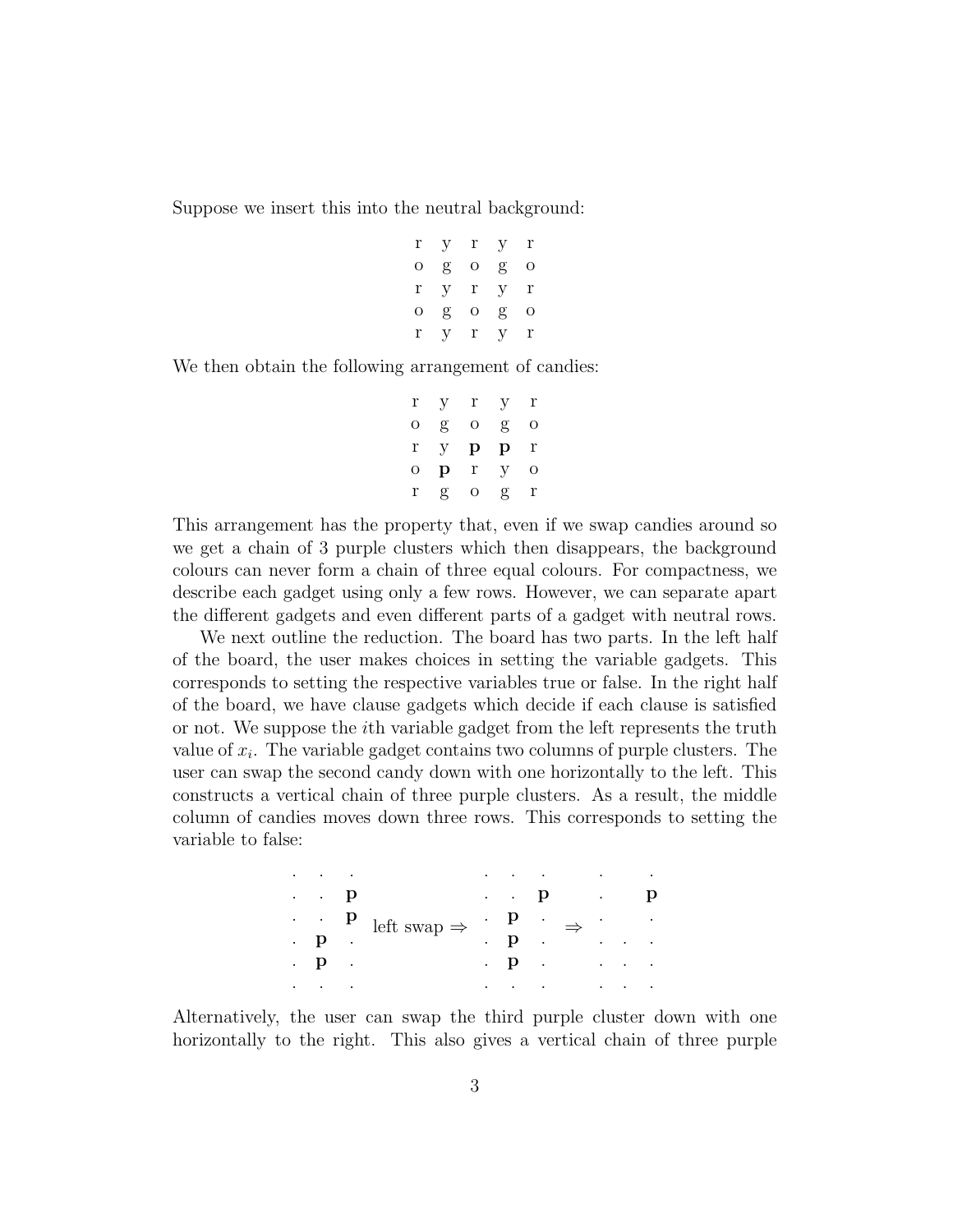Suppose we insert this into the neutral background:

```
r y r y r
o g o g o
r y r y r
o g o g o
r y r y r
```

We then obtain the following arrangement of candies:

```
r y r y r
o g o g o
r y p p r
o p r y o
r g o g r
```

This arrangement has the property that, even if we swap candies around so we get a chain of 3 purple clusters which then disappears, the background colours can never form a chain of three equal colours. For compactness, we describe each gadget using only a few rows. However, we can separate apart the different gadgets and even different parts of a gadget with neutral rows.

We next outline the reduction. The board has two parts. In the left half of the board, the user makes choices in setting the variable gadgets. This corresponds to setting the respective variables true or false. In the right half of the board, we have clause gadgets which decide if each clause is satisfied or not. We suppose the $i$th variable gadget from the left represents the truth value of $x_i$. The variable gadget contains two columns of purple clusters. The user can swap the second candy down with one horizontally to the left. This constructs a vertical chain of three purple clusters. As a result, the middle column of candies moves down three rows. This corresponds to setting the variable to false:

```
. . .                . . .       .   .
. . p                . . p       .   p
. . p   left swap ⇒  . p .   ⇒   .   .
. p .                . p .       . . .
. p .                . p .       . . .
. . .                . . .       . . .
```

Alternatively, the user can swap the third purple cluster down with one horizontally to the right. This also gives a vertical chain of three purple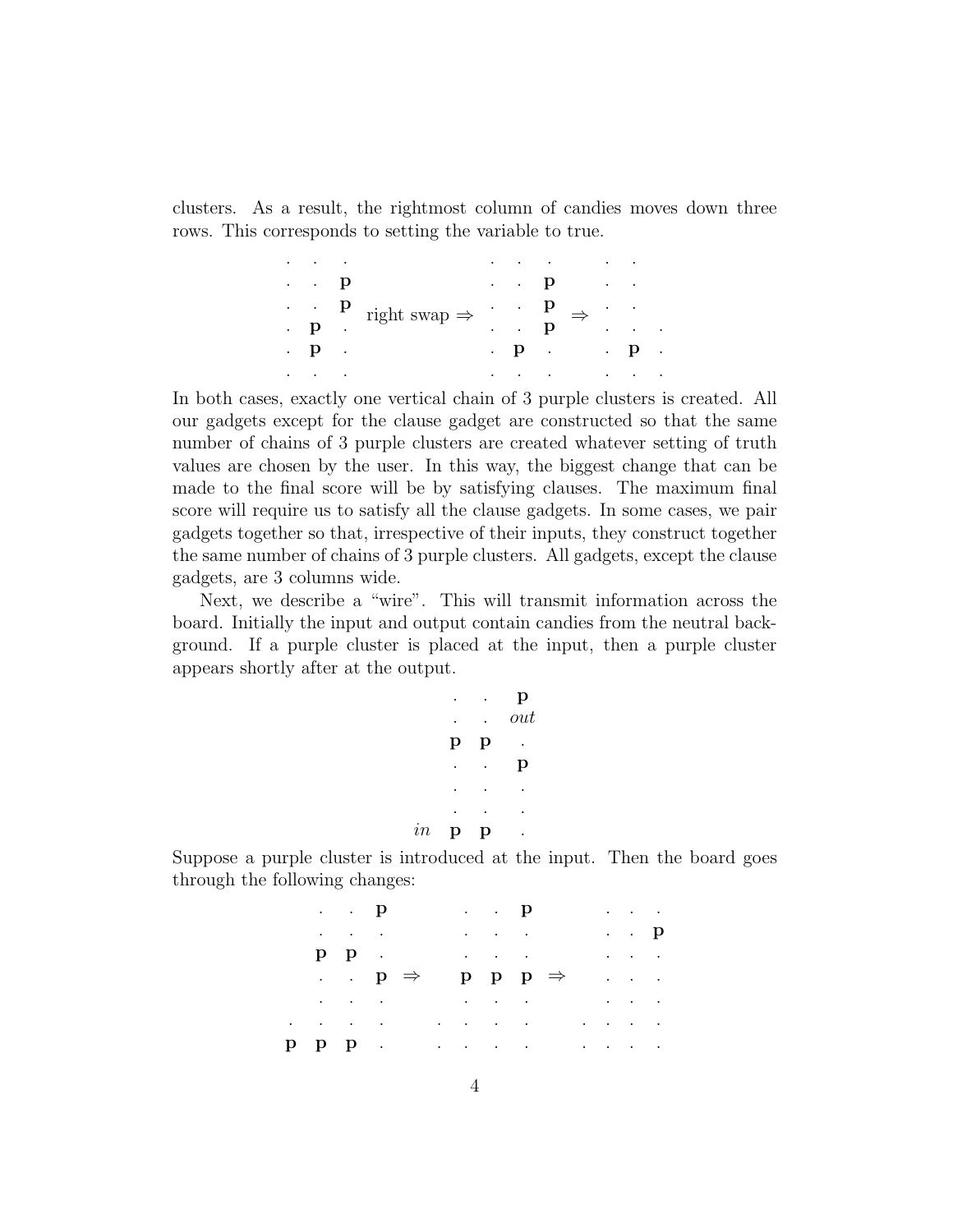clusters. As a result, the rightmost column of candies moves down three rows. This corresponds to setting the variable to true.

```
. . .                    . . .       . .
. . p                    . . p       . .
. . p   right swap ⇒     . . p   ⇒   . .
. p .                    . . p       . . .
. p .                    . p .       . p .
. . .                    . . .       . . .
```

In both cases, exactly one vertical chain of 3 purple clusters is created. All our gadgets except for the clause gadget are constructed so that the same number of chains of 3 purple clusters are created whatever setting of truth values are chosen by the user. In this way, the biggest change that can be made to the final score will be by satisfying clauses. The maximum final score will require us to satisfy all the clause gadgets. In some cases, we pair gadgets together so that, irrespective of their inputs, they construct together the same number of chains of 3 purple clusters. All gadgets, except the clause gadgets, are 3 columns wide.

Next, we describe a "wire". This will transmit information across the board. Initially the input and output contain candies from the neutral background. If a purple cluster is placed at the input, then a purple cluster appears shortly after at the output.

```
     .  .  p
     .  .  out
     p  p  .
     .  .  p
     .  .  .
     .  .  .
in   p  p  .
```

Suppose a purple cluster is introduced at the input. Then the board goes through the following changes:

```
  . . p         . . p         . . .
  . . .         . . .         . . p
  p p .         . . .         . . .
  . . p  ⇒      p p p  ⇒      . . .
  . . .         . . .         . . .
. . . .       . . . .       . . . .
p p p .       . . . .       . . . .
```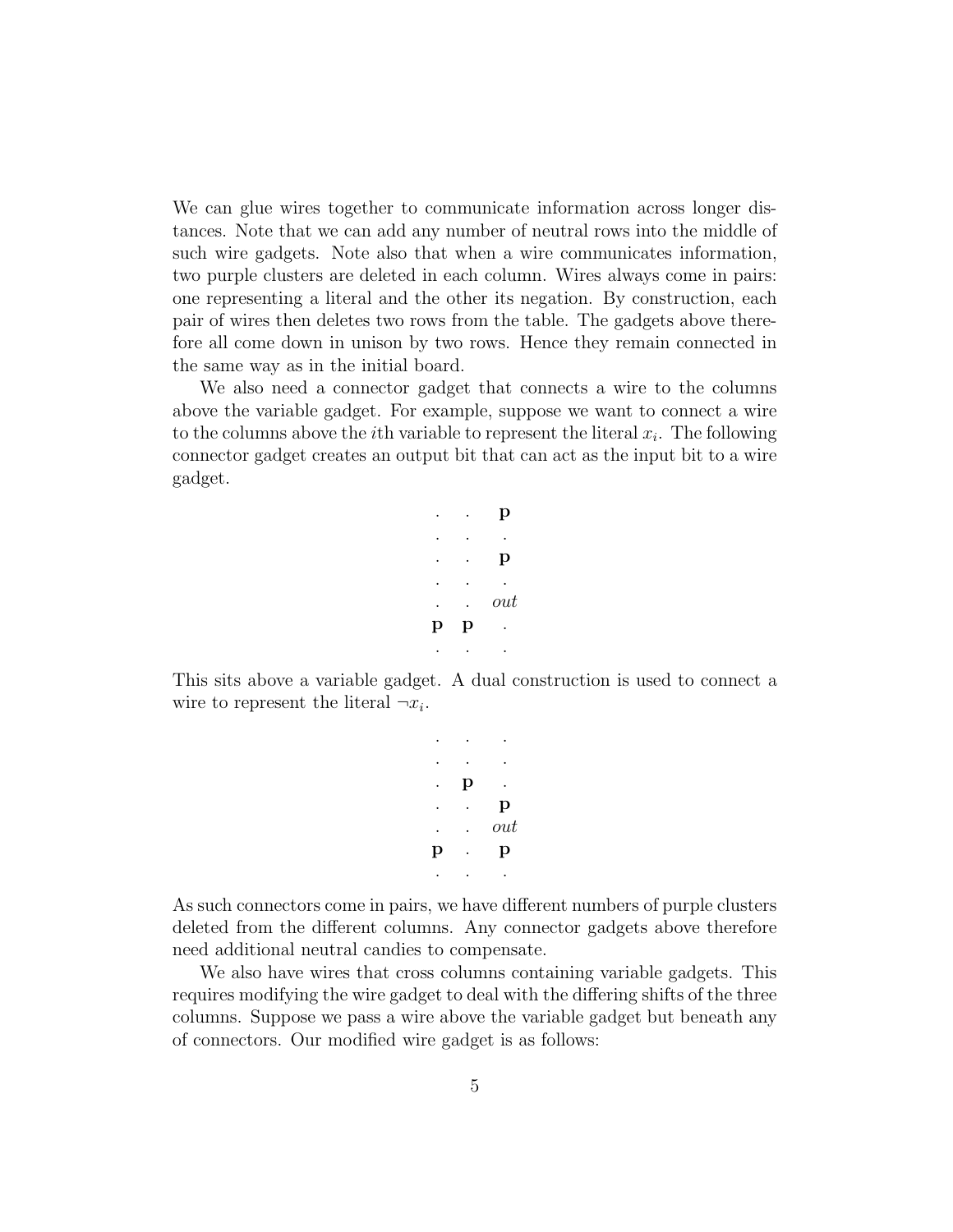We can glue wires together to communicate information across longer distances. Note that we can add any number of neutral rows into the middle of such wire gadgets. Note also that when a wire communicates information, two purple clusters are deleted in each column. Wires always come in pairs: one representing a literal and the other its negation. By construction, each pair of wires then deletes two rows from the table. The gadgets above therefore all come down in unison by two rows. Hence they remain connected in the same way as in the initial board.

We also need a connector gadget that connects a wire to the columns above the variable gadget. For example, suppose we want to connect a wire to the columns above the $i$th variable to represent the literal $x_i$. The following connector gadget creates an output bit that can act as the input bit to a wire gadget.

```
.  .  p
.  .  .
.  .  p
.  .  .
.  .  out
p  p  .
.  .  .
```

This sits above a variable gadget. A dual construction is used to connect a wire to represent the literal $\neg x_i$.

```
.  .  .
.  .  .
.  p  .
.  .  p
.  .  out
p  .  p
.  .  .
```

As such connectors come in pairs, we have different numbers of purple clusters deleted from the different columns. Any connector gadgets above therefore need additional neutral candies to compensate.

We also have wires that cross columns containing variable gadgets. This requires modifying the wire gadget to deal with the differing shifts of the three columns. Suppose we pass a wire above the variable gadget but beneath any of connectors. Our modified wire gadget is as follows: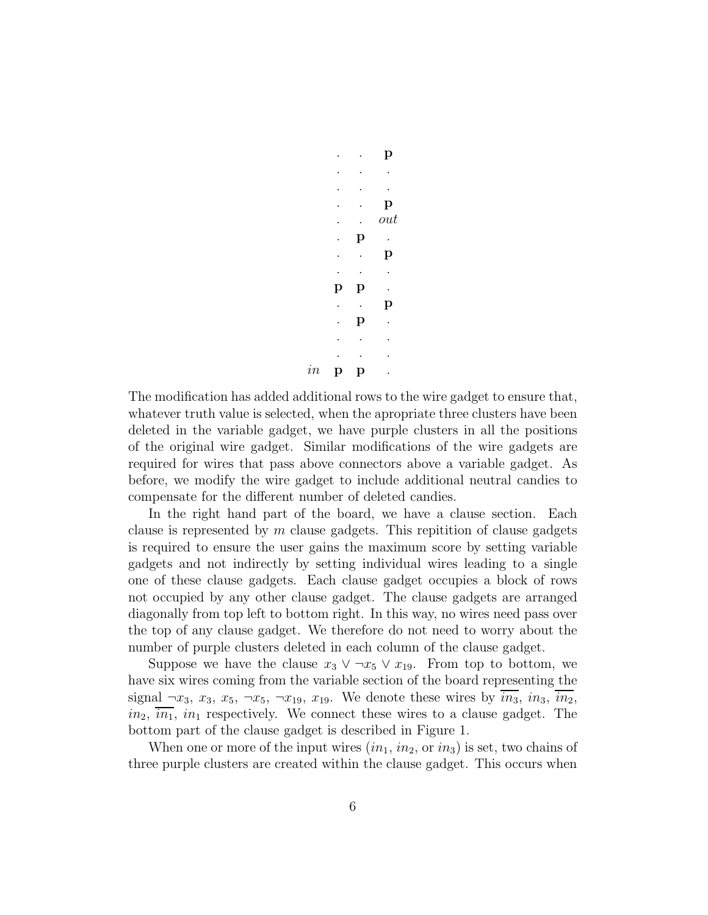```
      .  .  p
      .  .  .
      .  .  .
      .  .  p
      .  .  out
      .  p  .
      .  .  p
      .  .  .
      p  p  .
      .  .  p
      .  p  .
      .  .  .
      .  .  .
in    p  p  .
```

The modification has added additional rows to the wire gadget to ensure that, whatever truth value is selected, when the apropriate three clusters have been deleted in the variable gadget, we have purple clusters in all the positions of the original wire gadget. Similar modifications of the wire gadgets are required for wires that pass above connectors above a variable gadget. As before, we modify the wire gadget to include additional neutral candies to compensate for the different number of deleted candies.

In the right hand part of the board, we have a clause section. Each clause is represented by $m$ clause gadgets. This repitition of clause gadgets is required to ensure the user gains the maximum score by setting variable gadgets and not indirectly by setting individual wires leading to a single one of these clause gadgets. Each clause gadget occupies a block of rows not occupied by any other clause gadget. The clause gadgets are arranged diagonally from top left to bottom right. In this way, no wires need pass over the top of any clause gadget. We therefore do not need to worry about the number of purple clusters deleted in each column of the clause gadget.

Suppose we have the clause $x_3 \vee \neg x_5 \vee x_{19}$. From top to bottom, we have six wires coming from the variable section of the board representing the signal $\neg x_3$, $x_3$, $x_5$, $\neg x_5$, $\neg x_{19}$, $x_{19}$. We denote these wires by $\overline{in_3}$, $in_3$, $\overline{in_2}$, $in_2$, $\overline{in_1}$, $in_1$ respectively. We connect these wires to a clause gadget. The bottom part of the clause gadget is described in Figure 1.

When one or more of the input wires ($in_1$, $in_2$, or $in_3$) is set, two chains of three purple clusters are created within the clause gadget. This occurs when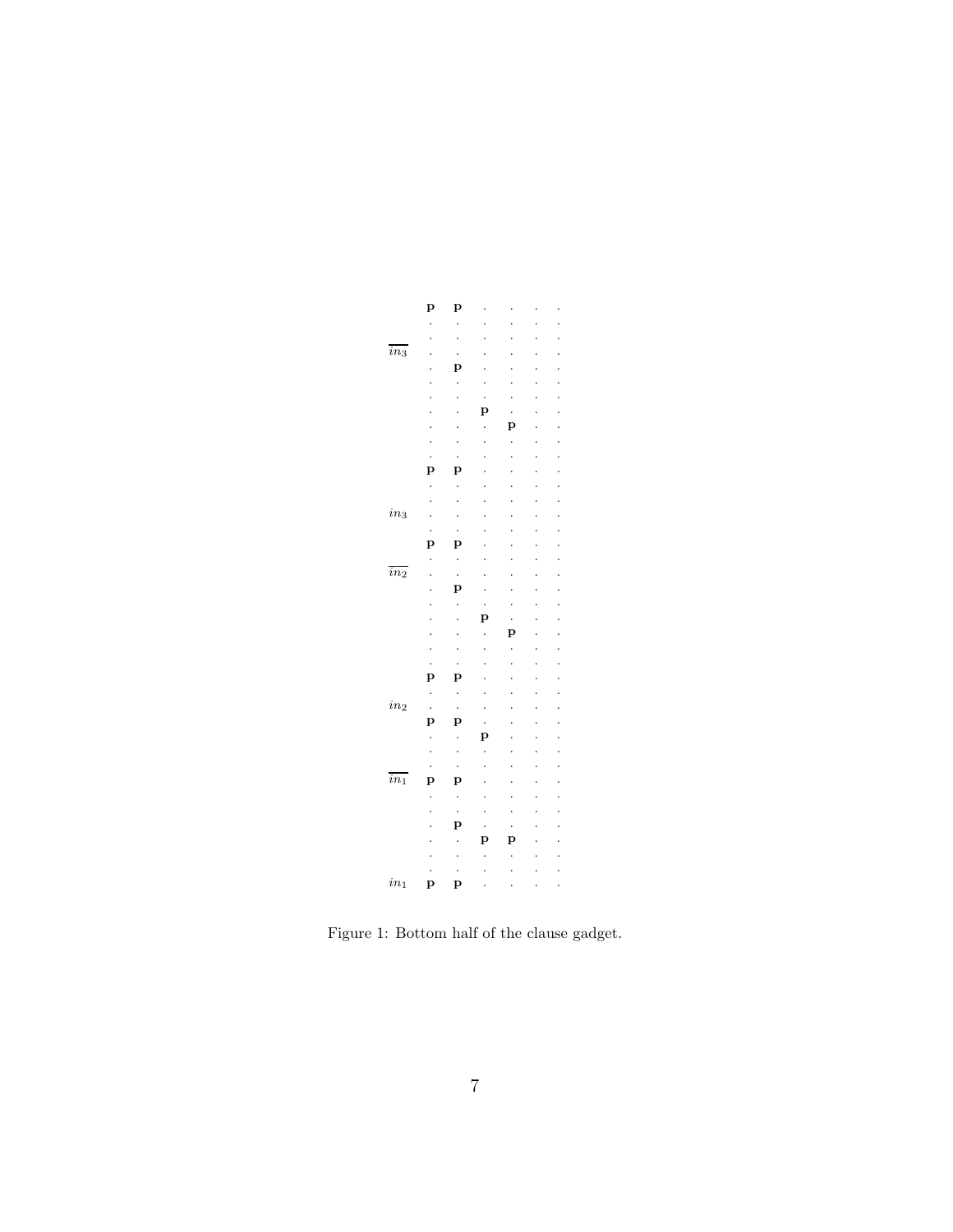| | | | | | | |
|---|---|---|---|---|---|---|
| | **p** | **p** | . | . | . | . |
| | . | . | . | . | . | . |
| | . | . | . | . | . | . |
| $\overline{in_3}$ | . | . | . | . | . | . |
| | . | **p** | . | . | . | . |
| | . | . | . | . | . | . |
| | . | . | . | . | . | . |
| | . | . | **p** | . | . | . |
| | . | . | . | **p** | . | . |
| | . | . | . | . | . | . |
| | . | . | . | . | . | . |
| | **p** | **p** | . | . | . | . |
| | . | . | . | . | . | . |
| | . | . | . | . | . | . |
| $in_3$ | . | . | . | . | . | . |
| | . | . | . | . | . | . |
| | **p** | **p** | . | . | . | . |
| | . | . | . | . | . | . |
| $\overline{in_2}$ | . | . | . | . | . | . |
| | . | **p** | . | . | . | . |
| | . | . | . | . | . | . |
| | . | . | **p** | . | . | . |
| | . | . | . | **p** | . | . |
| | . | . | . | . | . | . |
| | . | . | . | . | . | . |
| | **p** | **p** | . | . | . | . |
| | . | . | . | . | . | . |
| $in_2$ | . | . | . | . | . | . |
| | **p** | **p** | . | . | . | . |
| | . | . | **p** | . | . | . |
| | . | . | . | . | . | . |
| | . | . | . | . | . | . |
| $\overline{in_1}$ | **p** | **p** | . | . | . | . |
| | . | . | . | . | . | . |
| | . | . | . | . | . | . |
| | . | **p** | . | . | . | . |
| | . | . | **p** | **p** | . | . |
| | . | . | . | . | . | . |
| | . | . | . | . | . | . |
| $in_1$ | **p** | **p** | . | . | . | . |

Figure 1: Bottom half of the clause gadget.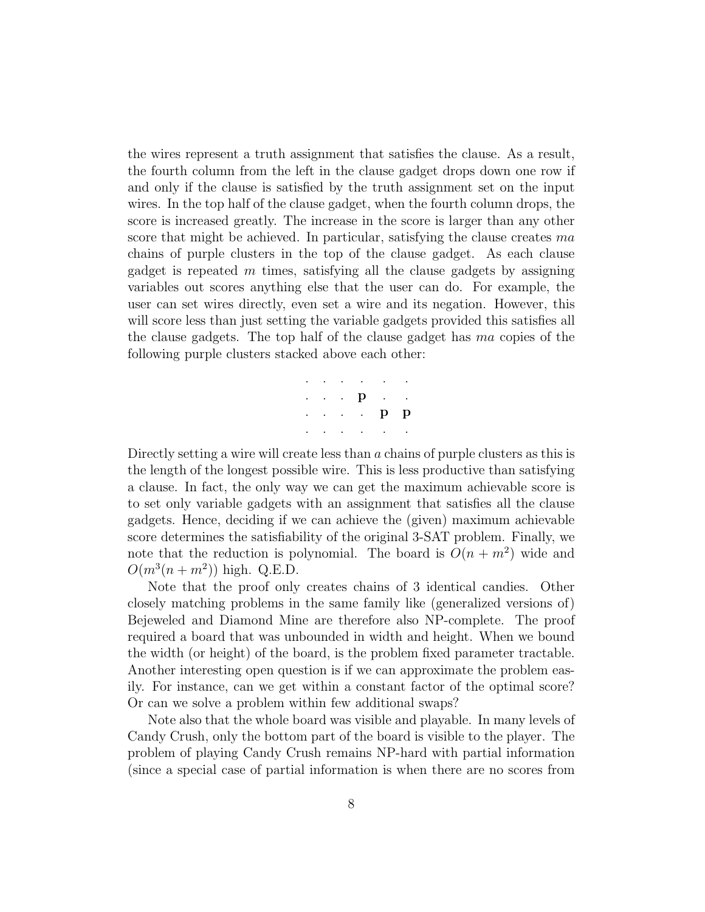the wires represent a truth assignment that satisfies the clause. As a result, the fourth column from the left in the clause gadget drops down one row if and only if the clause is satisfied by the truth assignment set on the input wires. In the top half of the clause gadget, when the fourth column drops, the score is increased greatly. The increase in the score is larger than any other score that might be achieved. In particular, satisfying the clause creates $ma$ chains of purple clusters in the top of the clause gadget. As each clause gadget is repeated $m$ times, satisfying all the clause gadgets by assigning variables out scores anything else that the user can do. For example, the user can set wires directly, even set a wire and its negation. However, this will score less than just setting the variable gadgets provided this satisfies all the clause gadgets. The top half of the clause gadget has $ma$ copies of the following purple clusters stacked above each other:

```
. . . . . .
. . . p . .
. . . . p p
. . . . . .
```

Directly setting a wire will create less than $a$ chains of purple clusters as this is the length of the longest possible wire. This is less productive than satisfying a clause. In fact, the only way we can get the maximum achievable score is to set only variable gadgets with an assignment that satisfies all the clause gadgets. Hence, deciding if we can achieve the (given) maximum achievable score determines the satisfiability of the original 3-SAT problem. Finally, we note that the reduction is polynomial. The board is $O(n + m^2)$ wide and $O(m^3(n + m^2))$ high. Q.E.D.

Note that the proof only creates chains of 3 identical candies. Other closely matching problems in the same family like (generalized versions of) Bejeweled and Diamond Mine are therefore also NP-complete. The proof required a board that was unbounded in width and height. When we bound the width (or height) of the board, is the problem fixed parameter tractable. Another interesting open question is if we can approximate the problem easily. For instance, can we get within a constant factor of the optimal score? Or can we solve a problem within few additional swaps?

Note also that the whole board was visible and playable. In many levels of Candy Crush, only the bottom part of the board is visible to the player. The problem of playing Candy Crush remains NP-hard with partial information (since a special case of partial information is when there are no scores from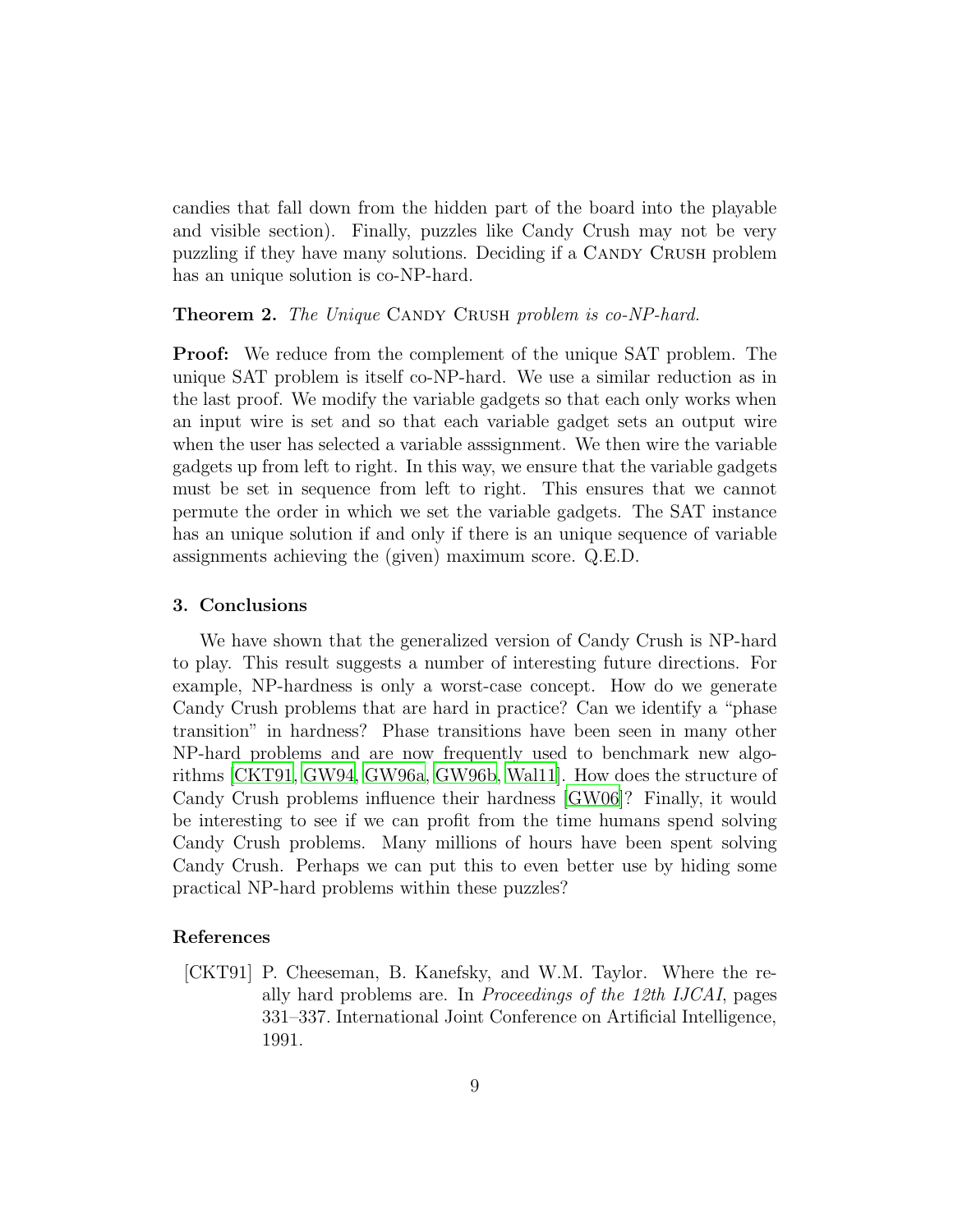candies that fall down from the hidden part of the board into the playable and visible section). Finally, puzzles like Candy Crush may not be very puzzling if they have many solutions. Deciding if a Candy Crush problem has an unique solution is co-NP-hard.

**Theorem 2.** *The Unique* Candy Crush *problem is co-NP-hard.*

**Proof:** We reduce from the complement of the unique SAT problem. The unique SAT problem is itself co-NP-hard. We use a similar reduction as in the last proof. We modify the variable gadgets so that each only works when an input wire is set and so that each variable gadget sets an output wire when the user has selected a variable asssignment. We then wire the variable gadgets up from left to right. In this way, we ensure that the variable gadgets must be set in sequence from left to right. This ensures that we cannot permute the order in which we set the variable gadgets. The SAT instance has an unique solution if and only if there is an unique sequence of variable assignments achieving the (given) maximum score. Q.E.D.

### 3. Conclusions

We have shown that the generalized version of Candy Crush is NP-hard to play. This result suggests a number of interesting future directions. For example, NP-hardness is only a worst-case concept. How do we generate Candy Crush problems that are hard in practice? Can we identify a "phase transition" in hardness? Phase transitions have been seen in many other NP-hard problems and are now frequently used to benchmark new algorithms [CKT91, GW94, GW96a, GW96b, Wal11]. How does the structure of Candy Crush problems influence their hardness [GW06]? Finally, it would be interesting to see if we can profit from the time humans spend solving Candy Crush problems. Many millions of hours have been spent solving Candy Crush. Perhaps we can put this to even better use by hiding some practical NP-hard problems within these puzzles?

### References

[CKT91] P. Cheeseman, B. Kanefsky, and W.M. Taylor. Where the really hard problems are. In *Proceedings of the 12th IJCAI*, pages 331–337. International Joint Conference on Artificial Intelligence, 1991.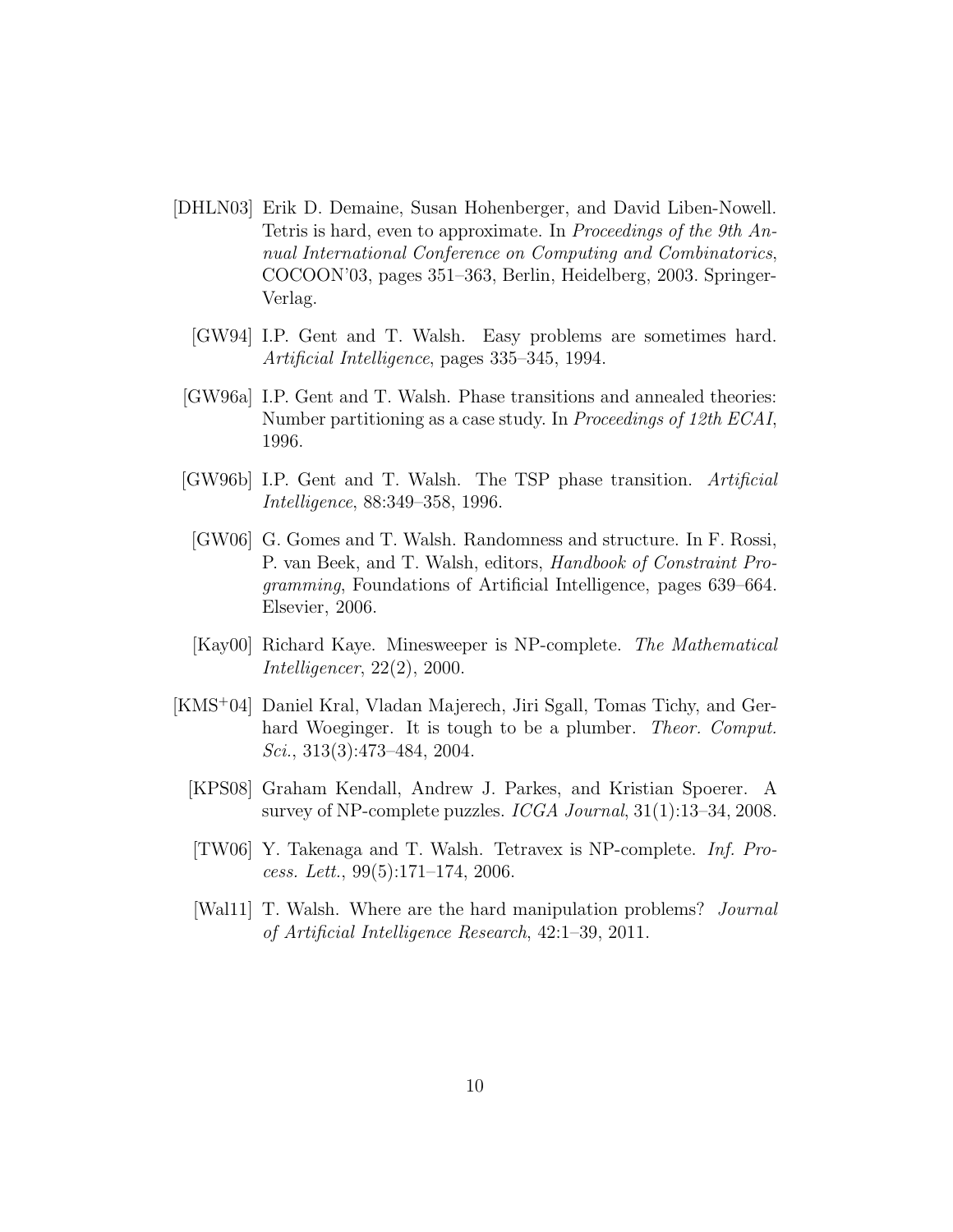[DHLN03] Erik D. Demaine, Susan Hohenberger, and David Liben-Nowell. Tetris is hard, even to approximate. In *Proceedings of the 9th Annual International Conference on Computing and Combinatorics*, COCOON'03, pages 351–363, Berlin, Heidelberg, 2003. Springer-Verlag.

[GW94] I.P. Gent and T. Walsh. Easy problems are sometimes hard. *Artificial Intelligence*, pages 335–345, 1994.

[GW96a] I.P. Gent and T. Walsh. Phase transitions and annealed theories: Number partitioning as a case study. In *Proceedings of 12th ECAI*, 1996.

[GW96b] I.P. Gent and T. Walsh. The TSP phase transition. *Artificial Intelligence*, 88:349–358, 1996.

[GW06] G. Gomes and T. Walsh. Randomness and structure. In F. Rossi, P. van Beek, and T. Walsh, editors, *Handbook of Constraint Programming*, Foundations of Artificial Intelligence, pages 639–664. Elsevier, 2006.

[Kay00] Richard Kaye. Minesweeper is NP-complete. *The Mathematical Intelligencer*, 22(2), 2000.

[KMS+04] Daniel Kral, Vladan Majerech, Jiri Sgall, Tomas Tichy, and Gerhard Woeginger. It is tough to be a plumber. *Theor. Comput. Sci.*, 313(3):473–484, 2004.

[KPS08] Graham Kendall, Andrew J. Parkes, and Kristian Spoerer. A survey of NP-complete puzzles. *ICGA Journal*, 31(1):13–34, 2008.

[TW06] Y. Takenaga and T. Walsh. Tetravex is NP-complete. *Inf. Process. Lett.*, 99(5):171–174, 2006.

[Wal11] T. Walsh. Where are the hard manipulation problems? *Journal of Artificial Intelligence Research*, 42:1–39, 2011.